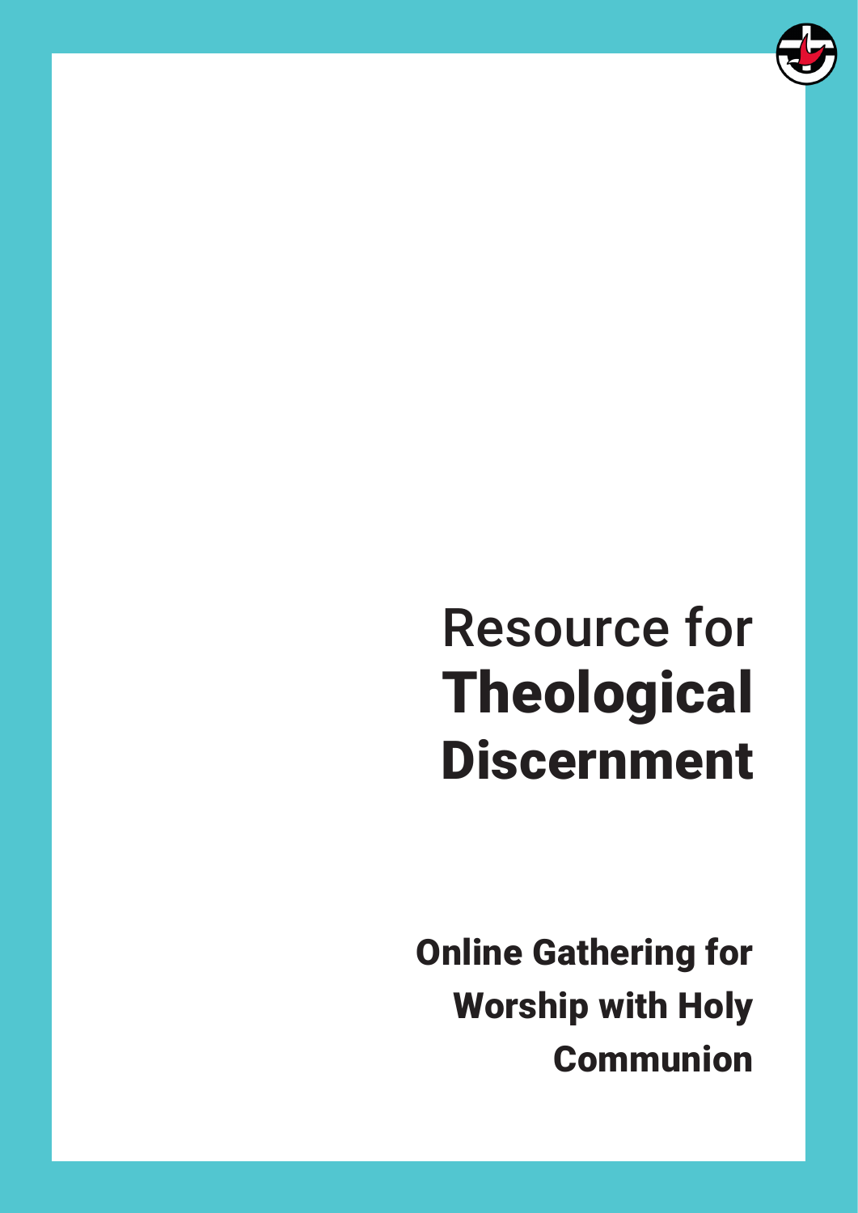# Resource for Theological Discernment

## Online Gathering for Worship with Holy Communion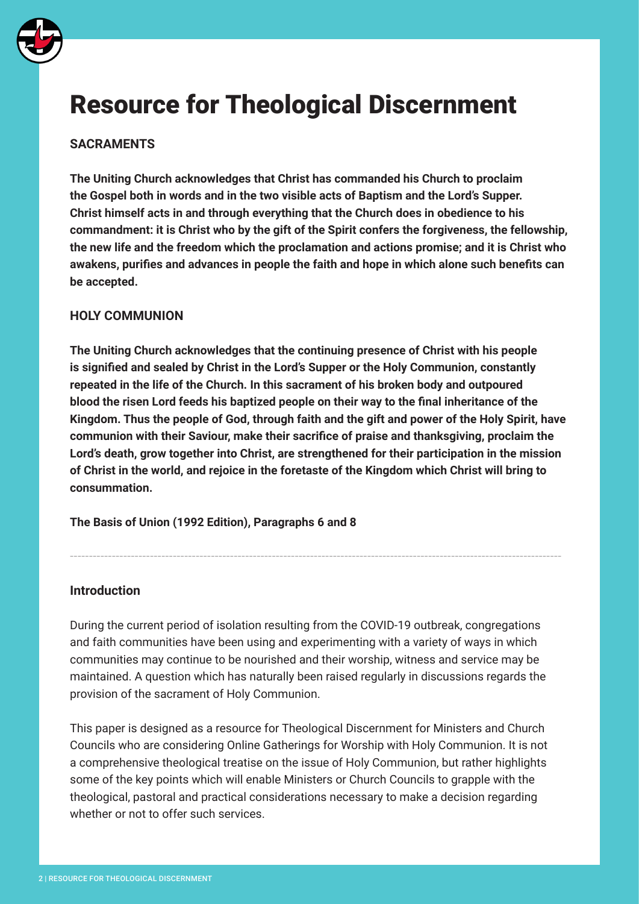# Resource for Theological Discernment

**SACRAMENTS**

**The Uniting Church acknowledges that Christ has commanded his Church to proclaim the Gospel both in words and in the two visible acts of Baptism and the Lord's Supper. Christ himself acts in and through everything that the Church does in obedience to his commandment: it is Christ who by the gift of the Spirit confers the forgiveness, the fellowship, the new life and the freedom which the proclamation and actions promise; and it is Christ who awakens, purifies and advances in people the faith and hope in which alone such benefits can be accepted.**

**HOLY COMMUNION**

**The Uniting Church acknowledges that the continuing presence of Christ with his people is signified and sealed by Christ in the Lord's Supper or the Holy Communion, constantly repeated in the life of the Church. In this sacrament of his broken body and outpoured blood the risen Lord feeds his baptized people on their way to the final inheritance of the Kingdom. Thus the people of God, through faith and the gift and power of the Holy Spirit, have communion with their Saviour, make their sacrifice of praise and thanksgiving, proclaim the Lord's death, grow together into Christ, are strengthened for their participation in the mission of Christ in the world, and rejoice in the foretaste of the Kingdom which Christ will bring to consummation.**

**The Basis of Union (1992 Edition), Paragraphs 6 and 8**

---

## Introduction

During the current period of isolation resulting from the COVID-19 outbreak, congregations and faith communities have been using and experimenting with a variety of ways in which communities may continue to be nourished and their worship, witness and service may be maintained. A question which has naturally been raised regularly in discussions regards the provision of the sacrament of Holy Communion.

This paper is designed as a resource for Theological Discernment for Ministers and Church Councils who are considering Online Gatherings for Worship with Holy Communion. It is not a comprehensive theological treatise on the issue of Holy Communion, but rather highlights some of the key points which will enable Ministers or Church Councils to grapple with the theological, pastoral and practical considerations necessary to make a decision regarding whether or not to offer such services.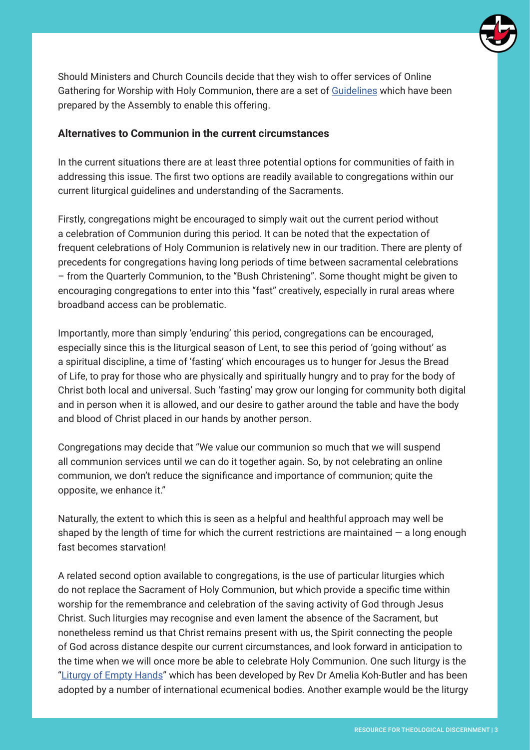Should Ministers and Church Councils decide that they wish to offer services of Online Gathering for Worship with Holy Communion, there are a set of Guidelines which have been prepared by the Assembly to enable this offering.

**Alternatives to Communion in the current circumstances**

In the current situations there are at least three potential options for communities of faith in addressing this issue. The first two options are readily available to congregations within our current liturgical guidelines and understanding of the Sacraments.

Firstly, congregations might be encouraged to simply wait out the current period without a celebration of Communion during this period. It can be noted that the expectation of frequent celebrations of Holy Communion is relatively new in our tradition. There are plenty of precedents for congregations having long periods of time between sacramental celebrations – from the Quarterly Communion, to the "Bush Christening". Some thought might be given to encouraging congregations to enter into this "fast" creatively, especially in rural areas where broadband access can be problematic.

Importantly, more than simply 'enduring' this period, congregations can be encouraged, especially since this is the liturgical season of Lent, to see this period of 'going without' as a spiritual discipline, a time of 'fasting' which encourages us to hunger for Jesus the Bread of Life, to pray for those who are physically and spiritually hungry and to pray for the body of Christ both local and universal. Such 'fasting' may grow our longing for community both digital and in person when it is allowed, and our desire to gather around the table and have the body and blood of Christ placed in our hands by another person.

Congregations may decide that "We value our communion so much that we will suspend all communion services until we can do it together again. So, by not celebrating an online communion, we don't reduce the significance and importance of communion; quite the opposite, we enhance it."

Naturally, the extent to which this is seen as a helpful and healthful approach may well be shaped by the length of time for which the current restrictions are maintained — a long enough fast becomes starvation!

A related second option available to congregations, is the use of particular liturgies which do not replace the Sacrament of Holy Communion, but which provide a specific time within worship for the remembrance and celebration of the saving activity of God through Jesus Christ. Such liturgies may recognise and even lament the absence of the Sacrament, but nonetheless remind us that Christ remains present with us, the Spirit connecting the people of God across distance despite our current circumstances, and look forward in anticipation to the time when we will once more be able to celebrate Holy Communion. One such liturgy is the "Liturgy of Empty Hands" which has been developed by Rev Dr Amelia Koh-Butler and has been adopted by a number of international ecumenical bodies. Another example would be the liturgy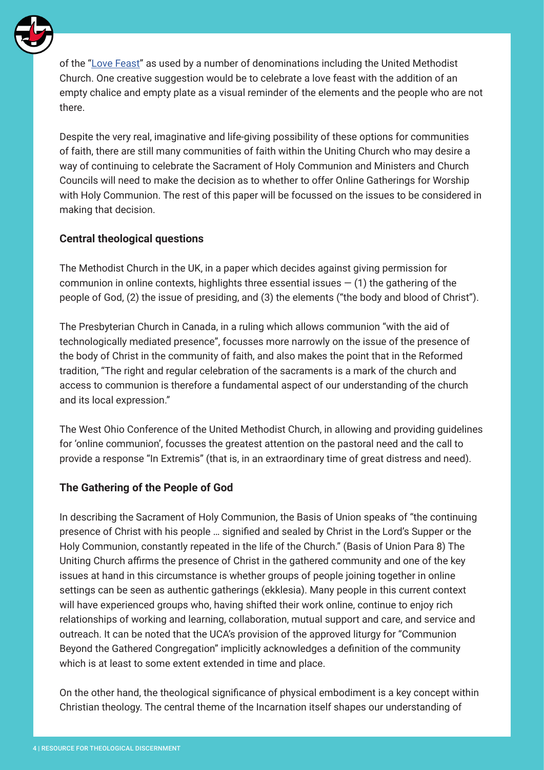of the "[Love Feast]" as used by a number of denominations including the United Methodist Church. One creative suggestion would be to celebrate a love feast with the addition of an empty chalice and empty plate as a visual reminder of the elements and the people who are not there.

Despite the very real, imaginative and life-giving possibility of these options for communities of faith, there are still many communities of faith within the Uniting Church who may desire a way of continuing to celebrate the Sacrament of Holy Communion and Ministers and Church Councils will need to make the decision as to whether to offer Online Gatherings for Worship with Holy Communion. The rest of this paper will be focussed on the issues to be considered in making that decision.

### Central theological questions

The Methodist Church in the UK, in a paper which decides against giving permission for communion in online contexts, highlights three essential issues — (1) the gathering of the people of God, (2) the issue of presiding, and (3) the elements ("the body and blood of Christ").

The Presbyterian Church in Canada, in a ruling which allows communion "with the aid of technologically mediated presence", focusses more narrowly on the issue of the presence of the body of Christ in the community of faith, and also makes the point that in the Reformed tradition, "The right and regular celebration of the sacraments is a mark of the church and access to communion is therefore a fundamental aspect of our understanding of the church and its local expression."

The West Ohio Conference of the United Methodist Church, in allowing and providing guidelines for 'online communion', focusses the greatest attention on the pastoral need and the call to provide a response "In Extremis" (that is, in an extraordinary time of great distress and need).

### The Gathering of the People of God

In describing the Sacrament of Holy Communion, the Basis of Union speaks of "the continuing presence of Christ with his people … signified and sealed by Christ in the Lord's Supper or the Holy Communion, constantly repeated in the life of the Church." (Basis of Union Para 8) The Uniting Church affirms the presence of Christ in the gathered community and one of the key issues at hand in this circumstance is whether groups of people joining together in online settings can be seen as authentic gatherings (ekklesia). Many people in this current context will have experienced groups who, having shifted their work online, continue to enjoy rich relationships of working and learning, collaboration, mutual support and care, and service and outreach. It can be noted that the UCA's provision of the approved liturgy for "Communion Beyond the Gathered Congregation" implicitly acknowledges a definition of the community which is at least to some extent extended in time and place.

On the other hand, the theological significance of physical embodiment is a key concept within Christian theology. The central theme of the Incarnation itself shapes our understanding of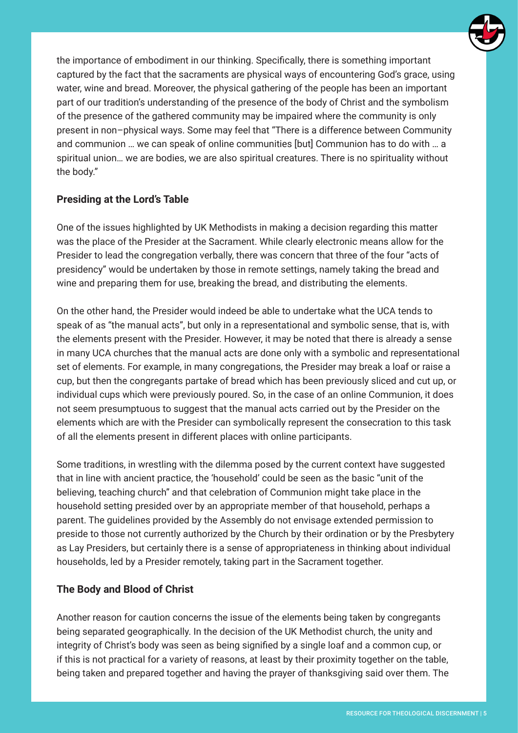the importance of embodiment in our thinking. Specifically, there is something important captured by the fact that the sacraments are physical ways of encountering God's grace, using water, wine and bread. Moreover, the physical gathering of the people has been an important part of our tradition's understanding of the presence of the body of Christ and the symbolism of the presence of the gathered community may be impaired where the community is only present in non–physical ways. Some may feel that "There is a difference between Community and communion … we can speak of online communities [but] Communion has to do with … a spiritual union… we are bodies, we are also spiritual creatures. There is no spirituality without the body."

### Presiding at the Lord's Table

One of the issues highlighted by UK Methodists in making a decision regarding this matter was the place of the Presider at the Sacrament. While clearly electronic means allow for the Presider to lead the congregation verbally, there was concern that three of the four "acts of presidency" would be undertaken by those in remote settings, namely taking the bread and wine and preparing them for use, breaking the bread, and distributing the elements.

On the other hand, the Presider would indeed be able to undertake what the UCA tends to speak of as "the manual acts", but only in a representational and symbolic sense, that is, with the elements present with the Presider. However, it may be noted that there is already a sense in many UCA churches that the manual acts are done only with a symbolic and representational set of elements. For example, in many congregations, the Presider may break a loaf or raise a cup, but then the congregants partake of bread which has been previously sliced and cut up, or individual cups which were previously poured. So, in the case of an online Communion, it does not seem presumptuous to suggest that the manual acts carried out by the Presider on the elements which are with the Presider can symbolically represent the consecration to this task of all the elements present in different places with online participants.

Some traditions, in wrestling with the dilemma posed by the current context have suggested that in line with ancient practice, the 'household' could be seen as the basic "unit of the believing, teaching church" and that celebration of Communion might take place in the household setting presided over by an appropriate member of that household, perhaps a parent. The guidelines provided by the Assembly do not envisage extended permission to preside to those not currently authorized by the Church by their ordination or by the Presbytery as Lay Presiders, but certainly there is a sense of appropriateness in thinking about individual households, led by a Presider remotely, taking part in the Sacrament together.

### The Body and Blood of Christ

Another reason for caution concerns the issue of the elements being taken by congregants being separated geographically. In the decision of the UK Methodist church, the unity and integrity of Christ's body was seen as being signified by a single loaf and a common cup, or if this is not practical for a variety of reasons, at least by their proximity together on the table, being taken and prepared together and having the prayer of thanksgiving said over them. The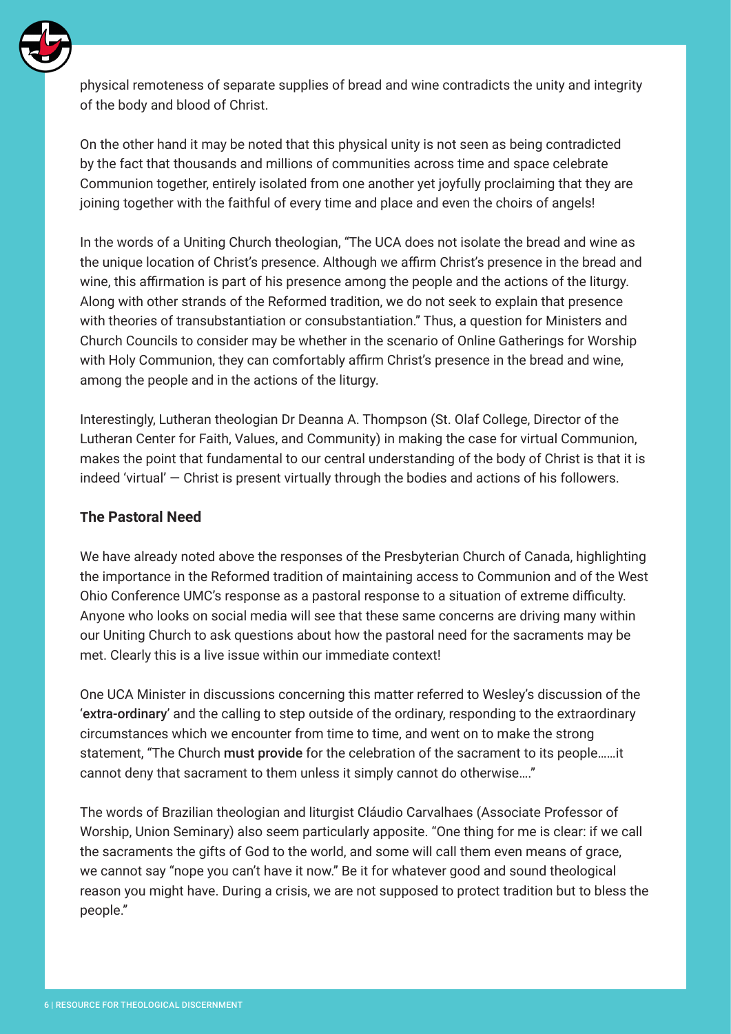physical remoteness of separate supplies of bread and wine contradicts the unity and integrity of the body and blood of Christ.

On the other hand it may be noted that this physical unity is not seen as being contradicted by the fact that thousands and millions of communities across time and space celebrate Communion together, entirely isolated from one another yet joyfully proclaiming that they are joining together with the faithful of every time and place and even the choirs of angels!

In the words of a Uniting Church theologian, "The UCA does not isolate the bread and wine as the unique location of Christ's presence. Although we affirm Christ's presence in the bread and wine, this affirmation is part of his presence among the people and the actions of the liturgy. Along with other strands of the Reformed tradition, we do not seek to explain that presence with theories of transubstantiation or consubstantiation." Thus, a question for Ministers and Church Councils to consider may be whether in the scenario of Online Gatherings for Worship with Holy Communion, they can comfortably affirm Christ's presence in the bread and wine, among the people and in the actions of the liturgy.

Interestingly, Lutheran theologian Dr Deanna A. Thompson (St. Olaf College, Director of the Lutheran Center for Faith, Values, and Community) in making the case for virtual Communion, makes the point that fundamental to our central understanding of the body of Christ is that it is indeed 'virtual' — Christ is present virtually through the bodies and actions of his followers.

## The Pastoral Need

We have already noted above the responses of the Presbyterian Church of Canada, highlighting the importance in the Reformed tradition of maintaining access to Communion and of the West Ohio Conference UMC's response as a pastoral response to a situation of extreme difficulty. Anyone who looks on social media will see that these same concerns are driving many within our Uniting Church to ask questions about how the pastoral need for the sacraments may be met. Clearly this is a live issue within our immediate context!

One UCA Minister in discussions concerning this matter referred to Wesley's discussion of the '**extra-ordinary**' and the calling to step outside of the ordinary, responding to the extraordinary circumstances which we encounter from time to time, and went on to make the strong statement, "The Church **must provide** for the celebration of the sacrament to its people……it cannot deny that sacrament to them unless it simply cannot do otherwise…."

The words of Brazilian theologian and liturgist Cláudio Carvalhaes (Associate Professor of Worship, Union Seminary) also seem particularly apposite. "One thing for me is clear: if we call the sacraments the gifts of God to the world, and some will call them even means of grace, we cannot say "nope you can't have it now." Be it for whatever good and sound theological reason you might have. During a crisis, we are not supposed to protect tradition but to bless the people."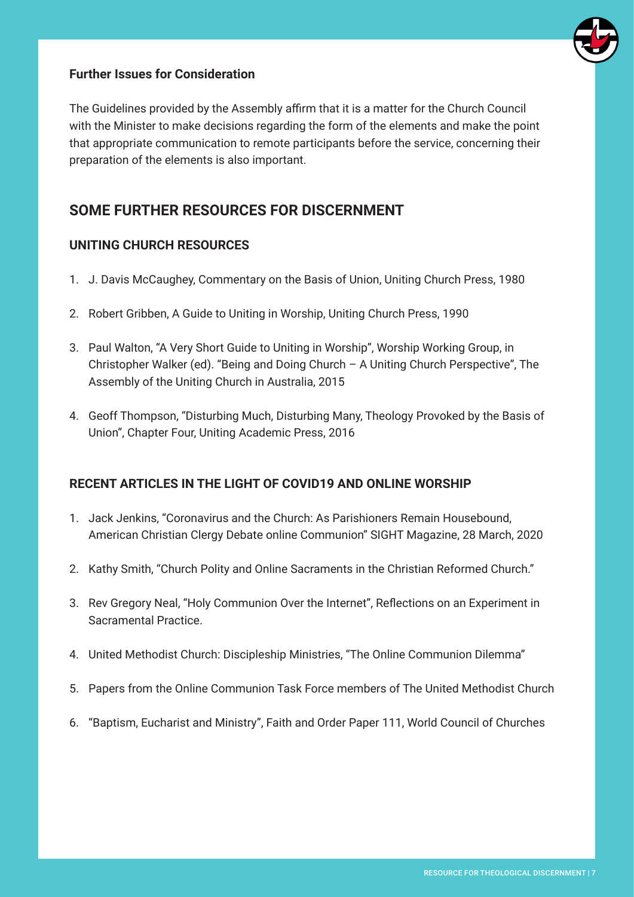### Further Issues for Consideration

The Guidelines provided by the Assembly affirm that it is a matter for the Church Council with the Minister to make decisions regarding the form of the elements and make the point that appropriate communication to remote participants before the service, concerning their preparation of the elements is also important.

## SOME FURTHER RESOURCES FOR DISCERNMENT

### UNITING CHURCH RESOURCES

1. J. Davis McCaughey, Commentary on the Basis of Union, Uniting Church Press, 1980
2. Robert Gribben, A Guide to Uniting in Worship, Uniting Church Press, 1990
3. Paul Walton, "A Very Short Guide to Uniting in Worship", Worship Working Group, in Christopher Walker (ed). "Being and Doing Church – A Uniting Church Perspective", The Assembly of the Uniting Church in Australia, 2015
4. Geoff Thompson, "Disturbing Much, Disturbing Many, Theology Provoked by the Basis of Union", Chapter Four, Uniting Academic Press, 2016

### RECENT ARTICLES IN THE LIGHT OF COVID19 AND ONLINE WORSHIP

1. Jack Jenkins, "Coronavirus and the Church: As Parishioners Remain Housebound, American Christian Clergy Debate online Communion" SIGHT Magazine, 28 March, 2020
2. Kathy Smith, "Church Polity and Online Sacraments in the Christian Reformed Church."
3. Rev Gregory Neal, "Holy Communion Over the Internet", Reflections on an Experiment in Sacramental Practice.
4. United Methodist Church: Discipleship Ministries, "The Online Communion Dilemma"
5. Papers from the Online Communion Task Force members of The United Methodist Church
6. "Baptism, Eucharist and Ministry", Faith and Order Paper 111, World Council of Churches